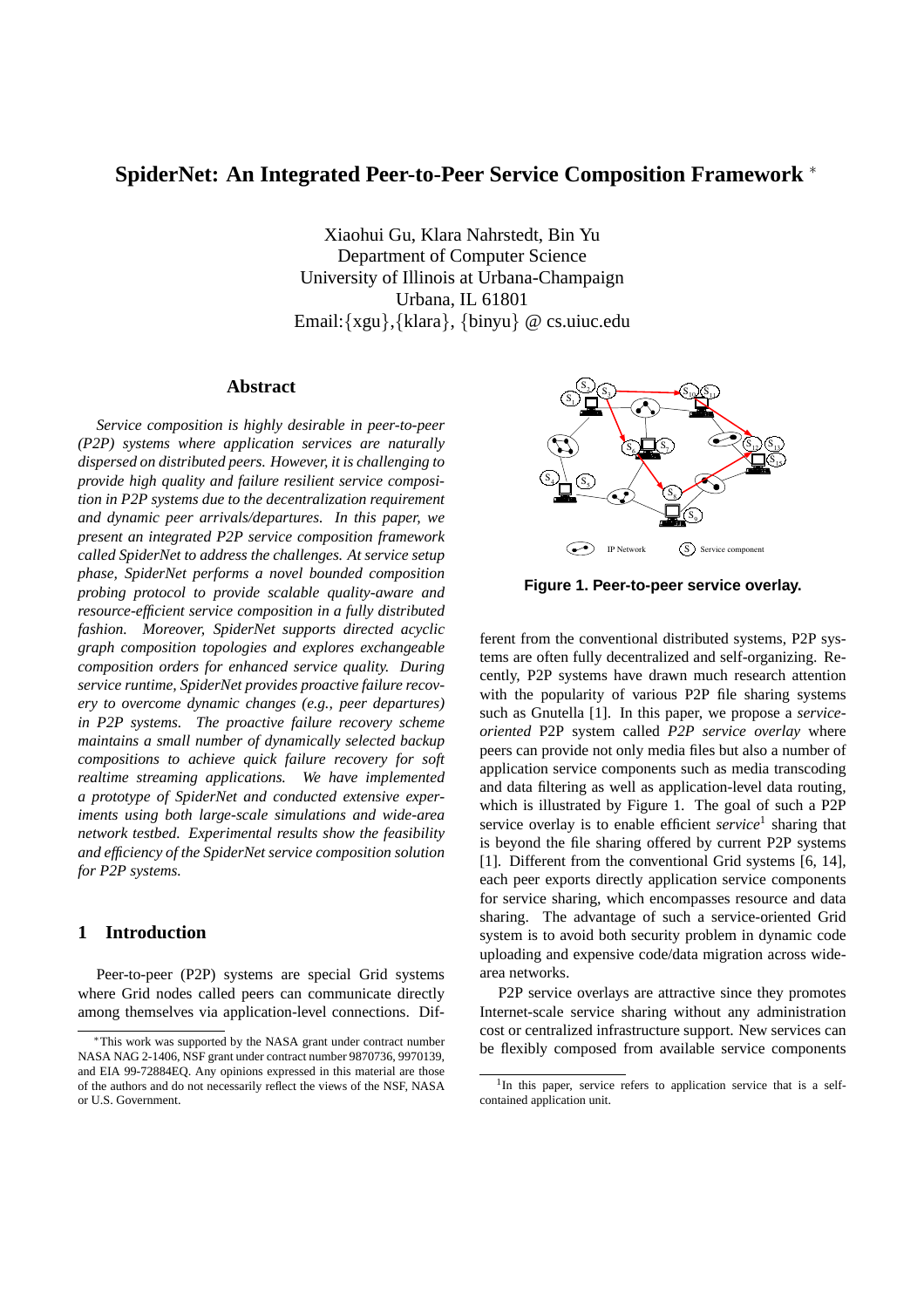# SpiderNet: An Integrated Peer-to-Peer Service Composition Framework *

Xiaohui Gu, Klara Nahrstedt, Bin Yu
Department of Computer Science
University of Illinois at Urbana-Champaign
Urbana, IL 61801
Email:{xgu},{klara}, {binyu} @ cs.uiuc.edu

## Abstract

*Service composition is highly desirable in peer-to-peer (P2P) systems where application services are naturally dispersed on distributed peers. However, it is challenging to provide high quality and failure resilient service composition in P2P systems due to the decentralization requirement and dynamic peer arrivals/departures. In this paper, we present an integrated P2P service composition framework called SpiderNet to address the challenges. At service setup phase, SpiderNet performs a novel bounded composition probing protocol to provide scalable quality-aware and resource-efficient service composition in a fully distributed fashion. Moreover, SpiderNet supports directed acyclic graph composition topologies and explores exchangeable composition orders for enhanced service quality. During service runtime, SpiderNet provides proactive failure recovery to overcome dynamic changes (e.g., peer departures) in P2P systems. The proactive failure recovery scheme maintains a small number of dynamically selected backup compositions to achieve quick failure recovery for soft realtime streaming applications. We have implemented a prototype of SpiderNet and conducted extensive experiments using both large-scale simulations and wide-area network testbed. Experimental results show the feasibility and efficiency of the SpiderNet service composition solution for P2P systems.*

## 1 Introduction

Peer-to-peer (P2P) systems are special Grid systems where Grid nodes called peers can communicate directly among themselves via application-level connections. Different from the conventional distributed systems, P2P systems are often fully decentralized and self-organizing. Recently, P2P systems have drawn much research attention with the popularity of various P2P file sharing systems such as Gnutella [1]. In this paper, we propose a *service-oriented* P2P system called *P2P service overlay* where peers can provide not only media files but also a number of application service components such as media transcoding and data filtering as well as application-level data routing, which is illustrated by Figure 1. The goal of such a P2P service overlay is to enable efficient *service*[1] sharing that is beyond the file sharing offered by current P2P systems [1]. Different from the conventional Grid systems [6, 14], each peer exports directly application service components for service sharing, which encompasses resource and data sharing. The advantage of such a service-oriented Grid system is to avoid both security problem in dynamic code uploading and expensive code/data migration across wide-area networks.

**Figure 1. Peer-to-peer service overlay.**

P2P service overlays are attractive since they promotes Internet-scale service sharing without any administration cost or centralized infrastructure support. New services can be flexibly composed from available service components

---

*This work was supported by the NASA grant under contract number NASA NAG 2-1406, NSF grant under contract number 9870736, 9970139, and EIA 99-72884EQ. Any opinions expressed in this material are those of the authors and do not necessarily reflect the views of the NSF, NASA or U.S. Government.

[1] In this paper, service refers to application service that is a self-contained application unit.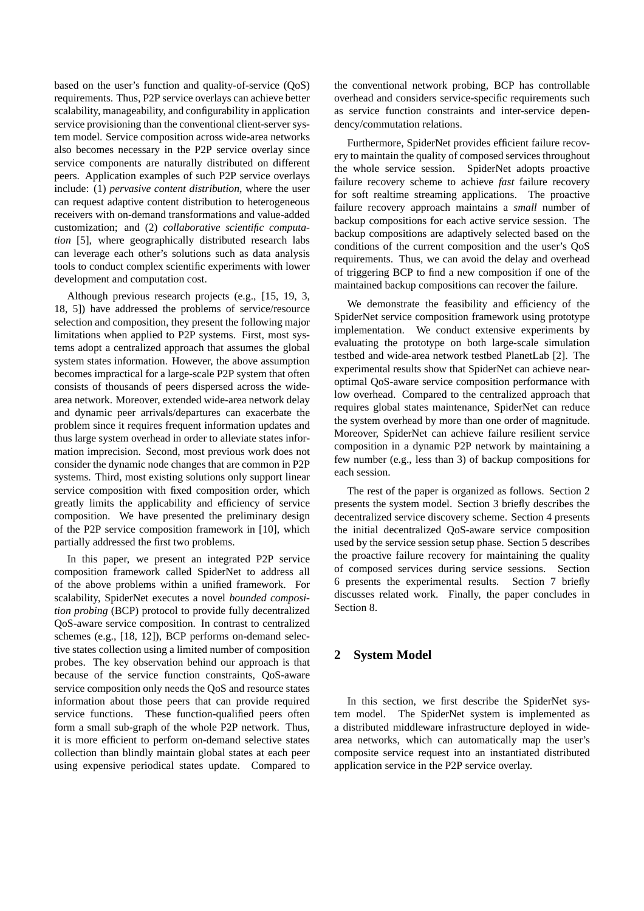based on the user's function and quality-of-service (QoS) requirements. Thus, P2P service overlays can achieve better scalability, manageability, and configurability in application service provisioning than the conventional client-server system model. Service composition across wide-area networks also becomes necessary in the P2P service overlay since service components are naturally distributed on different peers. Application examples of such P2P service overlays include: (1) *pervasive content distribution*, where the user can request adaptive content distribution to heterogeneous receivers with on-demand transformations and value-added customization; and (2) *collaborative scientific computation* [5], where geographically distributed research labs can leverage each other's solutions such as data analysis tools to conduct complex scientific experiments with lower development and computation cost.

Although previous research projects (e.g., [15, 19, 3, 18, 5]) have addressed the problems of service/resource selection and composition, they present the following major limitations when applied to P2P systems. First, most systems adopt a centralized approach that assumes the global system states information. However, the above assumption becomes impractical for a large-scale P2P system that often consists of thousands of peers dispersed across the wide-area network. Moreover, extended wide-area network delay and dynamic peer arrivals/departures can exacerbate the problem since it requires frequent information updates and thus large system overhead in order to alleviate states information imprecision. Second, most previous work does not consider the dynamic node changes that are common in P2P systems. Third, most existing solutions only support linear service composition with fixed composition order, which greatly limits the applicability and efficiency of service composition. We have presented the preliminary design of the P2P service composition framework in [10], which partially addressed the first two problems.

In this paper, we present an integrated P2P service composition framework called SpiderNet to address all of the above problems within a unified framework. For scalability, SpiderNet executes a novel *bounded composition probing* (BCP) protocol to provide fully decentralized QoS-aware service composition. In contrast to centralized schemes (e.g., [18, 12]), BCP performs on-demand selective states collection using a limited number of composition probes. The key observation behind our approach is that because of the service function constraints, QoS-aware service composition only needs the QoS and resource states information about those peers that can provide required service functions. These function-qualified peers often form a small sub-graph of the whole P2P network. Thus, it is more efficient to perform on-demand selective states collection than blindly maintain global states at each peer using expensive periodical states update. Compared to the conventional network probing, BCP has controllable overhead and considers service-specific requirements such as service function constraints and inter-service dependency/commutation relations.

Furthermore, SpiderNet provides efficient failure recovery to maintain the quality of composed services throughout the whole service session. SpiderNet adopts proactive failure recovery scheme to achieve *fast* failure recovery for soft realtime streaming applications. The proactive failure recovery approach maintains a *small* number of backup compositions for each active service session. The backup compositions are adaptively selected based on the conditions of the current composition and the user's QoS requirements. Thus, we can avoid the delay and overhead of triggering BCP to find a new composition if one of the maintained backup compositions can recover the failure.

We demonstrate the feasibility and efficiency of the SpiderNet service composition framework using prototype implementation. We conduct extensive experiments by evaluating the prototype on both large-scale simulation testbed and wide-area network testbed PlanetLab [2]. The experimental results show that SpiderNet can achieve near-optimal QoS-aware service composition performance with low overhead. Compared to the centralized approach that requires global states maintenance, SpiderNet can reduce the system overhead by more than one order of magnitude. Moreover, SpiderNet can achieve failure resilient service composition in a dynamic P2P network by maintaining a few number (e.g., less than 3) of backup compositions for each session.

The rest of the paper is organized as follows. Section 2 presents the system model. Section 3 briefly describes the decentralized service discovery scheme. Section 4 presents the initial decentralized QoS-aware service composition used by the service session setup phase. Section 5 describes the proactive failure recovery for maintaining the quality of composed services during service sessions. Section 6 presents the experimental results. Section 7 briefly discusses related work. Finally, the paper concludes in Section 8.

## 2 System Model

In this section, we first describe the SpiderNet system model. The SpiderNet system is implemented as a distributed middleware infrastructure deployed in wide-area networks, which can automatically map the user's composite service request into an instantiated distributed application service in the P2P service overlay.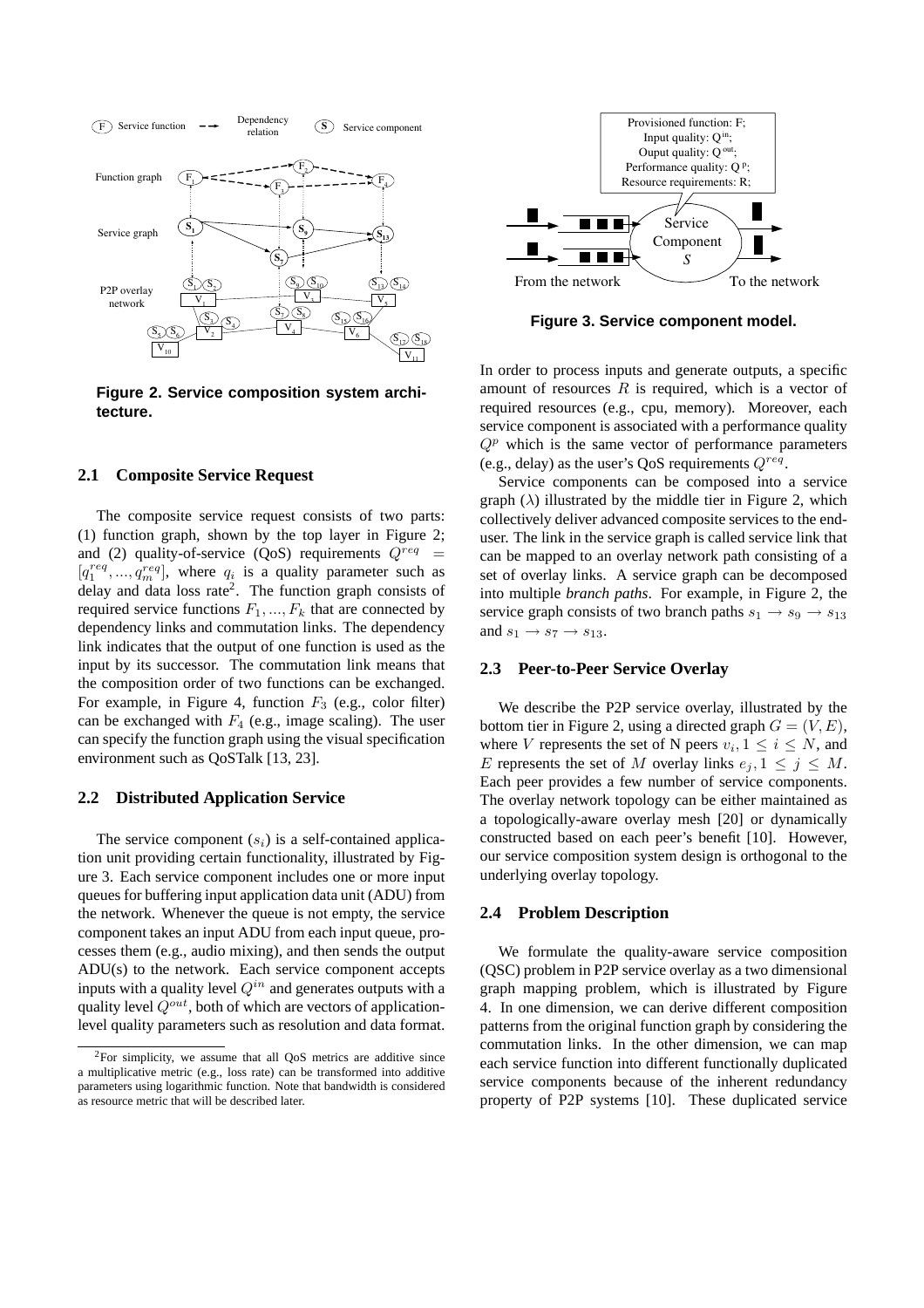**Figure 2. Service composition system architecture.**

**Figure 3. Service component model.**

### 2.1 Composite Service Request

The composite service request consists of two parts: (1) function graph, shown by the top layer in Figure 2; and (2) quality-of-service (QoS) requirements $Q^{req} = [q_1^{req}, ..., q_m^{req}]$, where $q_i$ is a quality parameter such as delay and data loss rate[2]. The function graph consists of required service functions $F_1, ..., F_k$ that are connected by dependency links and commutation links. The dependency link indicates that the output of one function is used as the input by its successor. The commutation link means that the composition order of two functions can be exchanged. For example, in Figure 4, function $F_3$ (e.g., color filter) can be exchanged with $F_4$ (e.g., image scaling). The user can specify the function graph using the visual specification environment such as QoSTalk [13, 23].

### 2.2 Distributed Application Service

The service component ($s_i$) is a self-contained application unit providing certain functionality, illustrated by Figure 3. Each service component includes one or more input queues for buffering input application data unit (ADU) from the network. Whenever the queue is not empty, the service component takes an input ADU from each input queue, processes them (e.g., audio mixing), and then sends the output ADU(s) to the network. Each service component accepts inputs with a quality level $Q^{in}$ and generates outputs with a quality level $Q^{out}$, both of which are vectors of application-level quality parameters such as resolution and data format. In order to process inputs and generate outputs, a specific amount of resources $R$ is required, which is a vector of required resources (e.g., cpu, memory). Moreover, each service component is associated with a performance quality $Q^p$ which is the same vector of performance parameters (e.g., delay) as the user's QoS requirements $Q^{req}$.

Service components can be composed into a service graph ($\lambda$) illustrated by the middle tier in Figure 2, which collectively deliver advanced composite services to the end-user. The link in the service graph is called service link that can be mapped to an overlay network path consisting of a set of overlay links. A service graph can be decomposed into multiple *branch paths*. For example, in Figure 2, the service graph consists of two branch paths $s_1 \rightarrow s_9 \rightarrow s_{13}$ and $s_1 \rightarrow s_7 \rightarrow s_{13}$.

### 2.3 Peer-to-Peer Service Overlay

We describe the P2P service overlay, illustrated by the bottom tier in Figure 2, using a directed graph $G = (V, E)$, where $V$ represents the set of N peers $v_i, 1 \leq i \leq N$, and $E$ represents the set of $M$ overlay links $e_j, 1 \leq j \leq M$. Each peer provides a few number of service components. The overlay network topology can be either maintained as a topologically-aware overlay mesh [20] or dynamically constructed based on each peer's benefit [10]. However, our service composition system design is orthogonal to the underlying overlay topology.

### 2.4 Problem Description

We formulate the quality-aware service composition (QSC) problem in P2P service overlay as a two dimensional graph mapping problem, which is illustrated by Figure 4. In one dimension, we can derive different composition patterns from the original function graph by considering the commutation links. In the other dimension, we can map each service function into different functionally duplicated service components because of the inherent redundancy property of P2P systems [10]. These duplicated service

---

[2] For simplicity, we assume that all QoS metrics are additive since a multiplicative metric (e.g., loss rate) can be transformed into additive parameters using logarithmic function. Note that bandwidth is considered as resource metric that will be described later.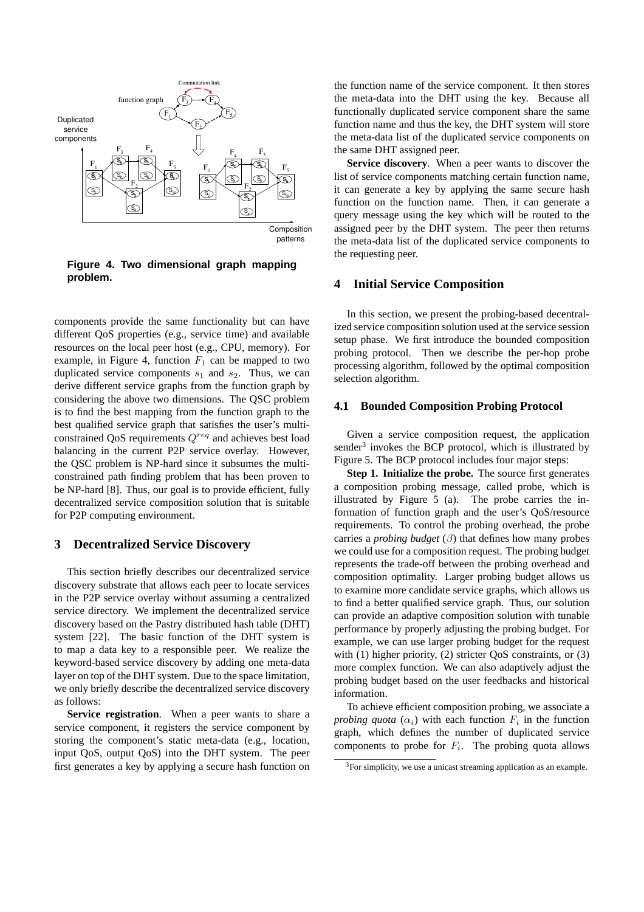Figure 4. Two dimensional graph mapping problem.

components provide the same functionality but can have different QoS properties (e.g., service time) and available resources on the local peer host (e.g., CPU, memory). For example, in Figure 4, function $F_1$ can be mapped to two duplicated service components $s_1$ and $s_2$. Thus, we can derive different service graphs from the function graph by considering the above two dimensions. The QSC problem is to find the best mapping from the function graph to the best qualified service graph that satisfies the user's multi-constrained QoS requirements $Q^{req}$ and achieves best load balancing in the current P2P service overlay. However, the QSC problem is NP-hard since it subsumes the multi-constrained path finding problem that has been proven to be NP-hard [8]. Thus, our goal is to provide efficient, fully decentralized service composition solution that is suitable for P2P computing environment.

## 3 Decentralized Service Discovery

This section briefly describes our decentralized service discovery substrate that allows each peer to locate services in the P2P service overlay without assuming a centralized service directory. We implement the decentralized service discovery based on the Pastry distributed hash table (DHT) system [22]. The basic function of the DHT system is to map a data key to a responsible peer. We realize the keyword-based service discovery by adding one meta-data layer on top of the DHT system. Due to the space limitation, we only briefly describe the decentralized service discovery as follows:

**Service registration**. When a peer wants to share a service component, it registers the service component by storing the component's static meta-data (e.g., location, input QoS, output QoS) into the DHT system. The peer first generates a key by applying a secure hash function on the function name of the service component. It then stores the meta-data into the DHT using the key. Because all functionally duplicated service component share the same function name and thus the key, the DHT system will store the meta-data list of the duplicated service components on the same DHT assigned peer.

**Service discovery**. When a peer wants to discover the list of service components matching certain function name, it can generate a key by applying the same secure hash function on the function name. Then, it can generate a query message using the key which will be routed to the assigned peer by the DHT system. The peer then returns the meta-data list of the duplicated service components to the requesting peer.

## 4 Initial Service Composition

In this section, we present the probing-based decentralized service composition solution used at the service session setup phase. We first introduce the bounded composition probing protocol. Then we describe the per-hop probe processing algorithm, followed by the optimal composition selection algorithm.

### 4.1 Bounded Composition Probing Protocol

Given a service composition request, the application sender[3] invokes the BCP protocol, which is illustrated by Figure 5. The BCP protocol includes four major steps:

**Step 1. Initialize the probe.** The source first generates a composition probing message, called probe, which is illustrated by Figure 5 (a). The probe carries the information of function graph and the user's QoS/resource requirements. To control the probing overhead, the probe carries a *probing budget* ($\beta$) that defines how many probes we could use for a composition request. The probing budget represents the trade-off between the probing overhead and composition optimality. Larger probing budget allows us to examine more candidate service graphs, which allows us to find a better qualified service graph. Thus, our solution can provide an adaptive composition solution with tunable performance by properly adjusting the probing budget. For example, we can use larger probing budget for the request with (1) higher priority, (2) stricter QoS constraints, or (3) more complex function. We can also adaptively adjust the probing budget based on the user feedbacks and historical information.

To achieve efficient composition probing, we associate a *probing quota* ($\alpha_i$) with each function $F_i$ in the function graph, which defines the number of duplicated service components to probe for $F_i$. The probing quota allows

[3] For simplicity, we use a unicast streaming application as an example.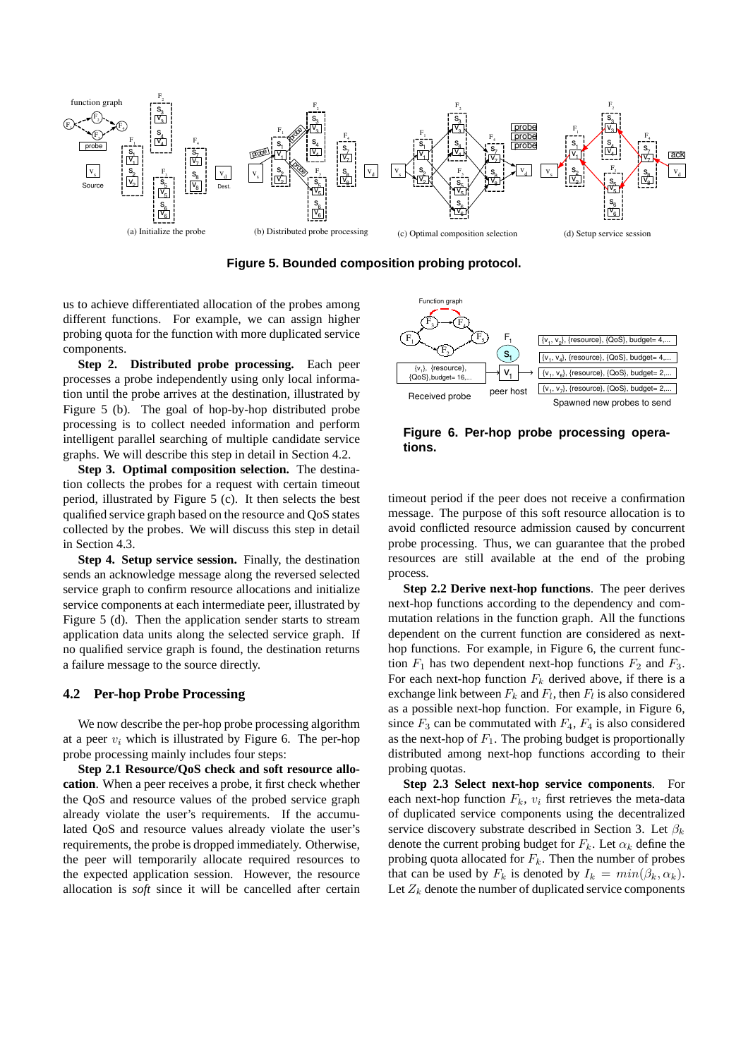Figure 5. Bounded composition probing protocol.

Figure 6. Per-hop probe processing operations.

us to achieve differentiated allocation of the probes among different functions. For example, we can assign higher probing quota for the function with more duplicated service components.

**Step 2. Distributed probe processing.** Each peer processes a probe independently using only local information until the probe arrives at the destination, illustrated by Figure 5 (b). The goal of hop-by-hop distributed probe processing is to collect needed information and perform intelligent parallel searching of multiple candidate service graphs. We will describe this step in detail in Section 4.2.

**Step 3. Optimal composition selection.** The destination collects the probes for a request with certain timeout period, illustrated by Figure 5 (c). It then selects the best qualified service graph based on the resource and QoS states collected by the probes. We will discuss this step in detail in Section 4.3.

**Step 4. Setup service session.** Finally, the destination sends an acknowledge message along the reversed selected service graph to confirm resource allocations and initialize service components at each intermediate peer, illustrated by Figure 5 (d). Then the application sender starts to stream application data units along the selected service graph. If no qualified service graph is found, the destination returns a failure message to the source directly.

## 4.2 Per-hop Probe Processing

We now describe the per-hop probe processing algorithm at a peer $v_i$ which is illustrated by Figure 6. The per-hop probe processing mainly includes four steps:

**Step 2.1 Resource/QoS check and soft resource allocation**. When a peer receives a probe, it first check whether the QoS and resource values of the probed service graph already violate the user's requirements. If the accumulated QoS and resource values already violate the user's requirements, the probe is dropped immediately. Otherwise, the peer will temporarily allocate required resources to the expected application session. However, the resource allocation is *soft* since it will be cancelled after certain timeout period if the peer does not receive a confirmation message. The purpose of this soft resource allocation is to avoid conflicted resource admission caused by concurrent probe processing. Thus, we can guarantee that the probed resources are still available at the end of the probing process.

**Step 2.2 Derive next-hop functions**. The peer derives next-hop functions according to the dependency and commutation relations in the function graph. All the functions dependent on the current function are considered as next-hop functions. For example, in Figure 6, the current function $F_1$ has two dependent next-hop functions $F_2$ and $F_3$. For each next-hop function $F_k$ derived above, if there is a exchange link between $F_k$ and $F_l$, then $F_l$ is also considered as a possible next-hop function. For example, in Figure 6, since $F_3$ can be commutated with $F_4$, $F_4$ is also considered as the next-hop of $F_1$. The probing budget is proportionally distributed among next-hop functions according to their probing quotas.

**Step 2.3 Select next-hop service components**. For each next-hop function $F_k$, $v_i$ first retrieves the meta-data of duplicated service components using the decentralized service discovery substrate described in Section 3. Let $\beta_k$ denote the current probing budget for $F_k$. Let $\alpha_k$ define the probing quota allocated for $F_k$. Then the number of probes that can be used by $F_k$ is denoted by $I_k = min(\beta_k, \alpha_k)$. Let $Z_k$ denote the number of duplicated service components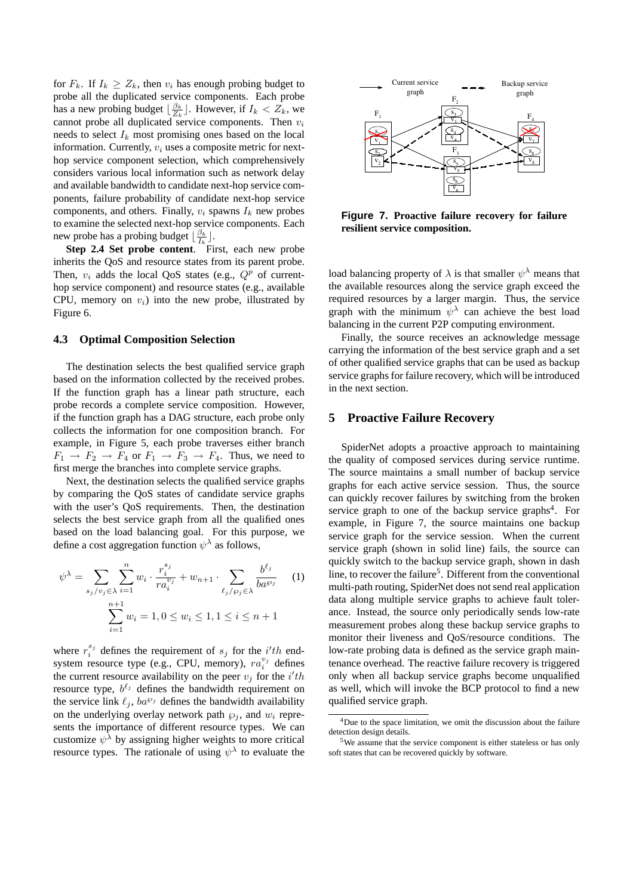for $F_k$. If $I_k \geq Z_k$, then $v_i$ has enough probing budget to probe all the duplicated service components. Each probe has a new probing budget $\lfloor \frac{\beta_k}{Z_k} \rfloor$. However, if $I_k < Z_k$, we cannot probe all duplicated service components. Then $v_i$ needs to select $I_k$ most promising ones based on the local information. Currently, $v_i$ uses a composite metric for next-hop service component selection, which comprehensively considers various local information such as network delay and available bandwidth to candidate next-hop service components, failure probability of candidate next-hop service components, and others. Finally, $v_i$ spawns $I_k$ new probes to examine the selected next-hop service components. Each new probe has a probing budget $\lfloor \frac{\beta_k}{I_k} \rfloor$.

**Step 2.4 Set probe content**. First, each new probe inherits the QoS and resource states from its parent probe. Then, $v_i$ adds the local QoS states (e.g., $Q^p$ of current-hop service component) and resource states (e.g., available CPU, memory on $v_i$) into the new probe, illustrated by Figure 6.

### 4.3 Optimal Composition Selection

The destination selects the best qualified service graph based on the information collected by the received probes. If the function graph has a linear path structure, each probe records a complete service composition. However, if the function graph has a DAG structure, each probe only collects the information for one composition branch. For example, in Figure 5, each probe traverses either branch $F_1 \rightarrow F_2 \rightarrow F_4$ or $F_1 \rightarrow F_3 \rightarrow F_4$. Thus, we need to first merge the branches into complete service graphs.

Next, the destination selects the qualified service graphs by comparing the QoS states of candidate service graphs with the user's QoS requirements. Then, the destination selects the best service graph from all the qualified ones based on the load balancing goal. For this purpose, we define a cost aggregation function $\psi^\lambda$ as follows,

$$\psi^\lambda = \sum_{s_j/v_j \in \lambda} \sum_{i=1}^{n} w_i \cdot \frac{r_i^{s_j}}{ra_i^{v_j}} + w_{n+1} \cdot \sum_{\ell_j/\wp_j \in \lambda} \frac{b^{\ell_j}}{ba^{\wp_j}} \quad (1)$$

$$\sum_{i=1}^{n+1} w_i = 1, 0 \leq w_i \leq 1, 1 \leq i \leq n+1$$

where $r_i^{s_j}$ defines the requirement of $s_j$ for the $i'th$ end-system resource type (e.g., CPU, memory), $ra_i^{v_j}$ defines the current resource availability on the peer $v_j$ for the $i'th$ resource type, $b^{\ell_j}$ defines the bandwidth requirement on the service link $\ell_j$, $ba^{\wp_j}$ defines the bandwidth availability on the underlying overlay network path $\wp_j$, and $w_i$ represents the importance of different resource types. We can customize $\psi^\lambda$ by assigning higher weights to more critical resource types. The rationale of using $\psi^\lambda$ to evaluate the load balancing property of $\lambda$ is that smaller $\psi^\lambda$ means that the available resources along the service graph exceed the required resources by a larger margin. Thus, the service graph with the minimum $\psi^\lambda$ can achieve the best load balancing in the current P2P computing environment.

Finally, the source receives an acknowledge message carrying the information of the best service graph and a set of other qualified service graphs that can be used as backup service graphs for failure recovery, which will be introduced in the next section.

**Figure 7. Proactive failure recovery for failure resilient service composition.**

## 5 Proactive Failure Recovery

SpiderNet adopts a proactive approach to maintaining the quality of composed services during service runtime. The source maintains a small number of backup service graphs for each active service session. Thus, the source can quickly recover failures by switching from the broken service graph to one of the backup service graphs[4]. For example, in Figure 7, the source maintains one backup service graph for the service session. When the current service graph (shown in solid line) fails, the source can quickly switch to the backup service graph, shown in dash line, to recover the failure[5]. Different from the conventional multi-path routing, SpiderNet does not send real application data along multiple service graphs to achieve fault tolerance. Instead, the source only periodically sends low-rate measurement probes along these backup service graphs to monitor their liveness and QoS/resource conditions. The low-rate probing data is defined as the service graph maintenance overhead. The reactive failure recovery is triggered only when all backup service graphs become unqualified as well, which will invoke the BCP protocol to find a new qualified service graph.

[4]Due to the space limitation, we omit the discussion about the failure detection design details.

[5]We assume that the service component is either stateless or has only soft states that can be recovered quickly by software.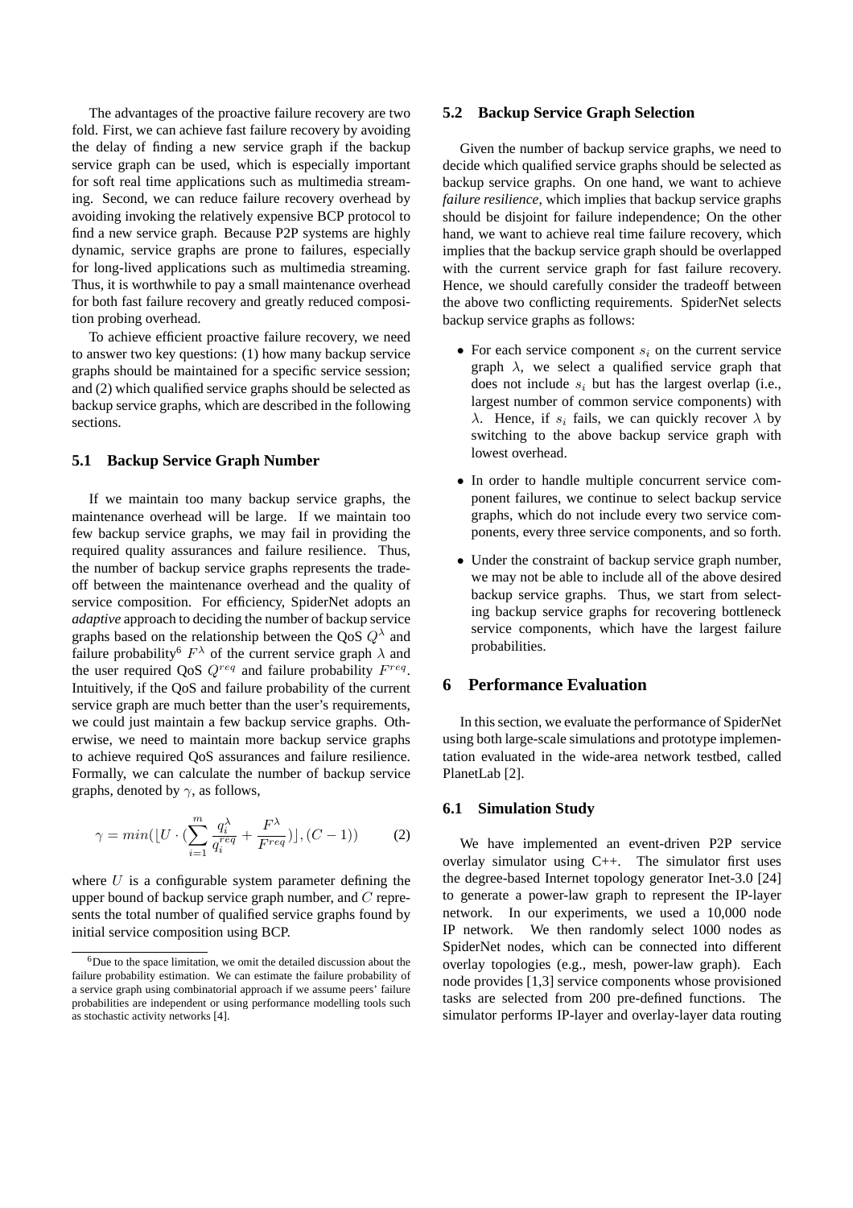The advantages of the proactive failure recovery are two fold. First, we can achieve fast failure recovery by avoiding the delay of finding a new service graph if the backup service graph can be used, which is especially important for soft real time applications such as multimedia streaming. Second, we can reduce failure recovery overhead by avoiding invoking the relatively expensive BCP protocol to find a new service graph. Because P2P systems are highly dynamic, service graphs are prone to failures, especially for long-lived applications such as multimedia streaming. Thus, it is worthwhile to pay a small maintenance overhead for both fast failure recovery and greatly reduced composition probing overhead.

To achieve efficient proactive failure recovery, we need to answer two key questions: (1) how many backup service graphs should be maintained for a specific service session; and (2) which qualified service graphs should be selected as backup service graphs, which are described in the following sections.

### 5.1 Backup Service Graph Number

If we maintain too many backup service graphs, the maintenance overhead will be large. If we maintain too few backup service graphs, we may fail in providing the required quality assurances and failure resilience. Thus, the number of backup service graphs represents the tradeoff between the maintenance overhead and the quality of service composition. For efficiency, SpiderNet adopts an *adaptive* approach to deciding the number of backup service graphs based on the relationship between the QoS $Q^{\lambda}$ and failure probability[6] $F^{\lambda}$ of the current service graph $\lambda$ and the user required QoS $Q^{req}$ and failure probability $F^{req}$. Intuitively, if the QoS and failure probability of the current service graph are much better than the user's requirements, we could just maintain a few backup service graphs. Otherwise, we need to maintain more backup service graphs to achieve required QoS assurances and failure resilience. Formally, we can calculate the number of backup service graphs, denoted by $\gamma$, as follows,

$$\gamma = min(\lfloor U \cdot (\sum_{i=1}^{m} \frac{q_i^{\lambda}}{q_i^{req}} + \frac{F^{\lambda}}{F^{req}}) \rfloor, (C-1)) \qquad (2)$$

where $U$ is a configurable system parameter defining the upper bound of backup service graph number, and $C$ represents the total number of qualified service graphs found by initial service composition using BCP.

[6] Due to the space limitation, we omit the detailed discussion about the failure probability estimation. We can estimate the failure probability of a service graph using combinatorial approach if we assume peers' failure probabilities are independent or using performance modelling tools such as stochastic activity networks [4].

### 5.2 Backup Service Graph Selection

Given the number of backup service graphs, we need to decide which qualified service graphs should be selected as backup service graphs. On one hand, we want to achieve *failure resilience*, which implies that backup service graphs should be disjoint for failure independence; On the other hand, we want to achieve real time failure recovery, which implies that the backup service graph should be overlapped with the current service graph for fast failure recovery. Hence, we should carefully consider the tradeoff between the above two conflicting requirements. SpiderNet selects backup service graphs as follows:

- For each service component $s_i$ on the current service graph $\lambda$, we select a qualified service graph that does not include $s_i$ but has the largest overlap (i.e., largest number of common service components) with $\lambda$. Hence, if $s_i$ fails, we can quickly recover $\lambda$ by switching to the above backup service graph with lowest overhead.
- In order to handle multiple concurrent service component failures, we continue to select backup service graphs, which do not include every two service components, every three service components, and so forth.
- Under the constraint of backup service graph number, we may not be able to include all of the above desired backup service graphs. Thus, we start from selecting backup service graphs for recovering bottleneck service components, which have the largest failure probabilities.

## 6 Performance Evaluation

In this section, we evaluate the performance of SpiderNet using both large-scale simulations and prototype implementation evaluated in the wide-area network testbed, called PlanetLab [2].

### 6.1 Simulation Study

We have implemented an event-driven P2P service overlay simulator using C++. The simulator first uses the degree-based Internet topology generator Inet-3.0 [24] to generate a power-law graph to represent the IP-layer network. In our experiments, we used a 10,000 node IP network. We then randomly select 1000 nodes as SpiderNet nodes, which can be connected into different overlay topologies (e.g., mesh, power-law graph). Each node provides [1,3] service components whose provisioned tasks are selected from 200 pre-defined functions. The simulator performs IP-layer and overlay-layer data routing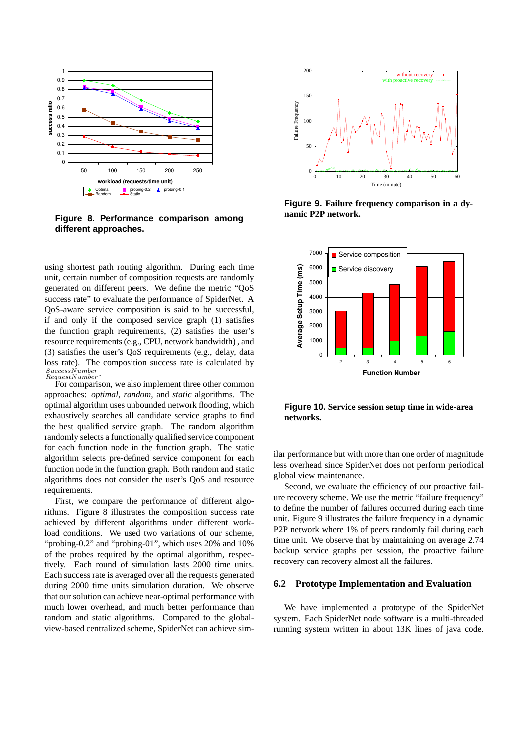Figure 8. Performance comparison among different approaches.

Figure 9. Failure frequency comparison in a dynamic P2P network.

using shortest path routing algorithm. During each time unit, certain number of composition requests are randomly generated on different peers. We define the metric "QoS success rate" to evaluate the performance of SpiderNet. A QoS-aware service composition is said to be successful, if and only if the composed service graph (1) satisfies the function graph requirements, (2) satisfies the user's resource requirements (e.g., CPU, network bandwidth) , and (3) satisfies the user's QoS requirements (e.g., delay, data loss rate). The composition success rate is calculated by $\frac{SuccessNumber}{RequestNumber}$.

For comparison, we also implement three other common approaches: *optimal*, *random*, and *static* algorithms. The optimal algorithm uses unbounded network flooding, which exhaustively searches all candidate service graphs to find the best qualified service graph. The random algorithm randomly selects a functionally qualified service component for each function node in the function graph. The static algorithm selects pre-defined service component for each function node in the function graph. Both random and static algorithms does not consider the user's QoS and resource requirements.

First, we compare the performance of different algorithms. Figure 8 illustrates the composition success rate achieved by different algorithms under different workload conditions. We used two variations of our scheme, "probing-0.2" and "probing-01", which uses 20% and 10% of the probes required by the optimal algorithm, respectively. Each round of simulation lasts 2000 time units. Each success rate is averaged over all the requests generated during 2000 time units simulation duration. We observe that our solution can achieve near-optimal performance with much lower overhead, and much better performance than random and static algorithms. Compared to the global-view-based centralized scheme, SpiderNet can achieve similar performance but with more than one order of magnitude less overhead since SpiderNet does not perform periodical global view maintenance.

Figure 10. Service session setup time in wide-area networks.

Second, we evaluate the efficiency of our proactive failure recovery scheme. We use the metric "failure frequency" to define the number of failures occurred during each time unit. Figure 9 illustrates the failure frequency in a dynamic P2P network where 1% of peers randomly fail during each time unit. We observe that by maintaining on average 2.74 backup service graphs per session, the proactive failure recovery can recovery almost all the failures.

### 6.2 Prototype Implementation and Evaluation

We have implemented a prototype of the SpiderNet system. Each SpiderNet node software is a multi-threaded running system written in about 13K lines of java code.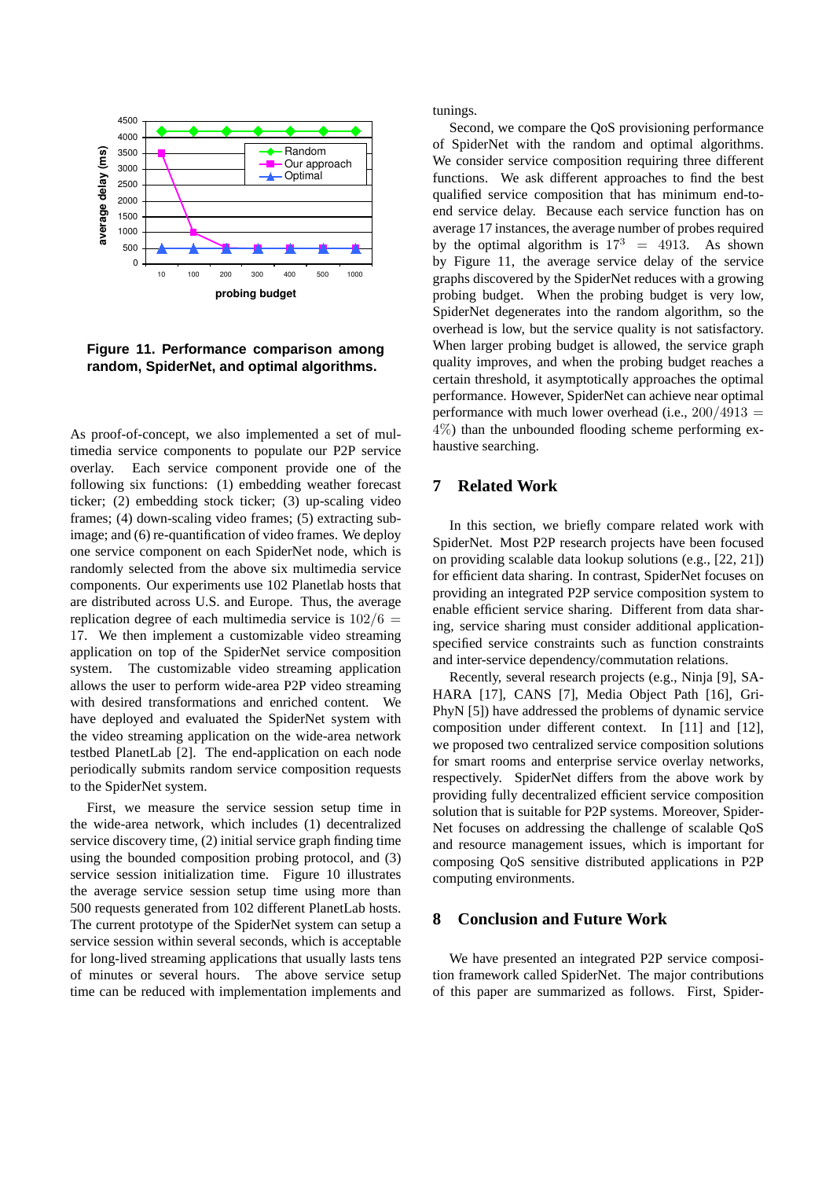**Figure 11. Performance comparison among random, SpiderNet, and optimal algorithms.**

As proof-of-concept, we also implemented a set of multimedia service components to populate our P2P service overlay. Each service component provide one of the following six functions: (1) embedding weather forecast ticker; (2) embedding stock ticker; (3) up-scaling video frames; (4) down-scaling video frames; (5) extracting subimage; and (6) re-quantification of video frames. We deploy one service component on each SpiderNet node, which is randomly selected from the above six multimedia service components. Our experiments use 102 Planetlab hosts that are distributed across U.S. and Europe. Thus, the average replication degree of each multimedia service is $102/6 = 17$. We then implement a customizable video streaming application on top of the SpiderNet service composition system. The customizable video streaming application allows the user to perform wide-area P2P video streaming with desired transformations and enriched content. We have deployed and evaluated the SpiderNet system with the video streaming application on the wide-area network testbed PlanetLab [2]. The end-application on each node periodically submits random service composition requests to the SpiderNet system.

First, we measure the service session setup time in the wide-area network, which includes (1) decentralized service discovery time, (2) initial service graph finding time using the bounded composition probing protocol, and (3) service session initialization time. Figure 10 illustrates the average service session setup time using more than 500 requests generated from 102 different PlanetLab hosts. The current prototype of the SpiderNet system can setup a service session within several seconds, which is acceptable for long-lived streaming applications that usually lasts tens of minutes or several hours. The above service setup time can be reduced with implementation implements and tunings.

Second, we compare the QoS provisioning performance of SpiderNet with the random and optimal algorithms. We consider service composition requiring three different functions. We ask different approaches to find the best qualified service composition that has minimum end-to-end service delay. Because each service function has on average 17 instances, the average number of probes required by the optimal algorithm is $17^3 = 4913$. As shown by Figure 11, the average service delay of the service graphs discovered by the SpiderNet reduces with a growing probing budget. When the probing budget is very low, SpiderNet degenerates into the random algorithm, so the overhead is low, but the service quality is not satisfactory. When larger probing budget is allowed, the service graph quality improves, and when the probing budget reaches a certain threshold, it asymptotically approaches the optimal performance. However, SpiderNet can achieve near optimal performance with much lower overhead (i.e., $200/4913 = 4\%$) than the unbounded flooding scheme performing exhaustive searching.

## 7 Related Work

In this section, we briefly compare related work with SpiderNet. Most P2P research projects have been focused on providing scalable data lookup solutions (e.g., [22, 21]) for efficient data sharing. In contrast, SpiderNet focuses on providing an integrated P2P service composition system to enable efficient service sharing. Different from data sharing, service sharing must consider additional application-specified service constraints such as function constraints and inter-service dependency/commutation relations.

Recently, several research projects (e.g., Ninja [9], SAHARA [17], CANS [7], Media Object Path [16], GriPhyN [5]) have addressed the problems of dynamic service composition under different context. In [11] and [12], we proposed two centralized service composition solutions for smart rooms and enterprise service overlay networks, respectively. SpiderNet differs from the above work by providing fully decentralized efficient service composition solution that is suitable for P2P systems. Moreover, SpiderNet focuses on addressing the challenge of scalable QoS and resource management issues, which is important for composing QoS sensitive distributed applications in P2P computing environments.

## 8 Conclusion and Future Work

We have presented an integrated P2P service composition framework called SpiderNet. The major contributions of this paper are summarized as follows. First, Spider-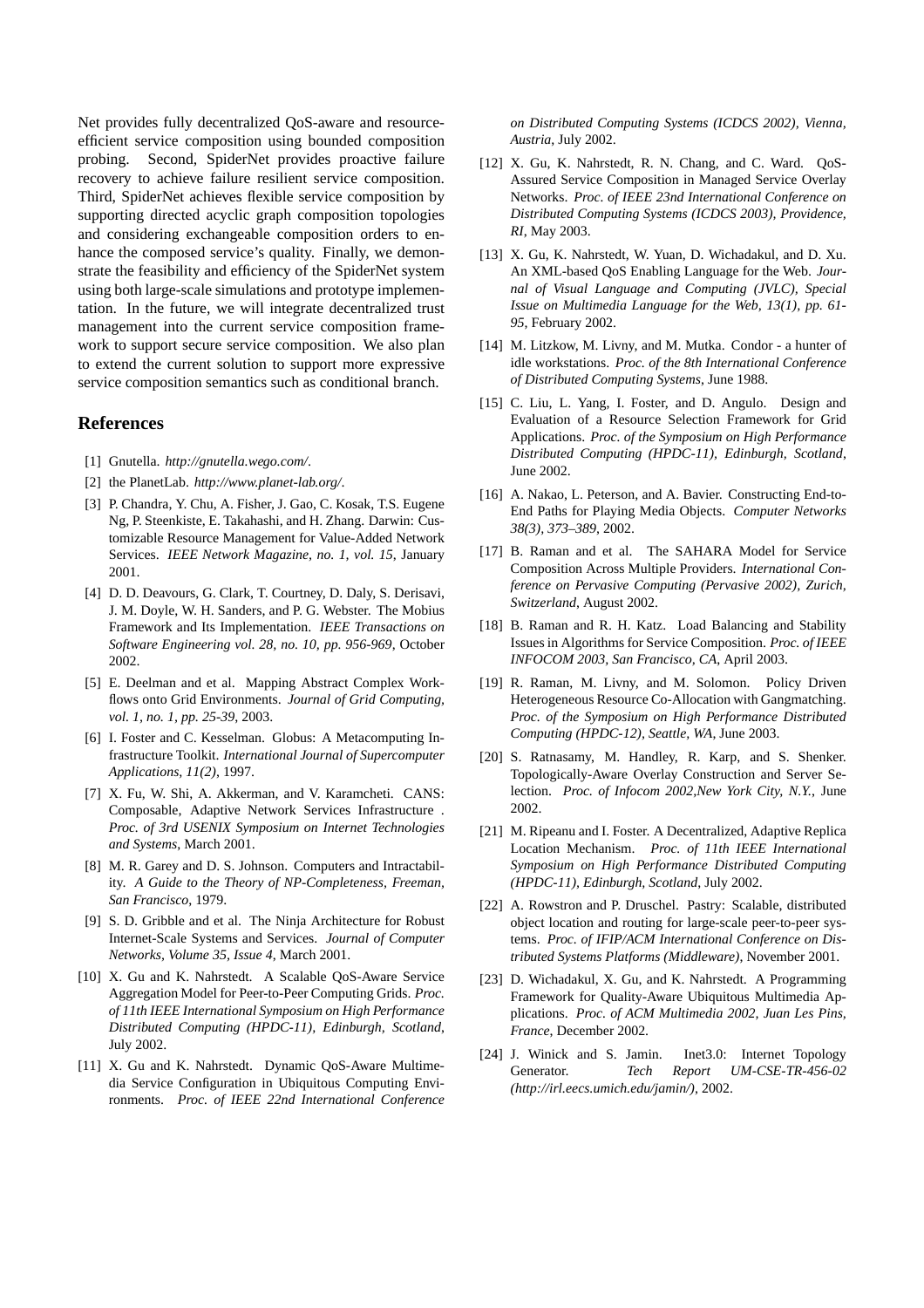Net provides fully decentralized QoS-aware and resource-efficient service composition using bounded composition probing. Second, SpiderNet provides proactive failure recovery to achieve failure resilient service composition. Third, SpiderNet achieves flexible service composition by supporting directed acyclic graph composition topologies and considering exchangeable composition orders to enhance the composed service's quality. Finally, we demonstrate the feasibility and efficiency of the SpiderNet system using both large-scale simulations and prototype implementation. In the future, we will integrate decentralized trust management into the current service composition framework to support secure service composition. We also plan to extend the current solution to support more expressive service composition semantics such as conditional branch.

## References

[1] Gnutella. *http://gnutella.wego.com/*.

[2] the PlanetLab. *http://www.planet-lab.org/*.

[3] P. Chandra, Y. Chu, A. Fisher, J. Gao, C. Kosak, T.S. Eugene Ng, P. Steenkiste, E. Takahashi, and H. Zhang. Darwin: Customizable Resource Management for Value-Added Network Services. *IEEE Network Magazine, no. 1, vol. 15*, January 2001.

[4] D. D. Deavours, G. Clark, T. Courtney, D. Daly, S. Derisavi, J. M. Doyle, W. H. Sanders, and P. G. Webster. The Mobius Framework and Its Implementation. *IEEE Transactions on Software Engineering vol. 28, no. 10, pp. 956-969*, October 2002.

[5] E. Deelman and et al. Mapping Abstract Complex Workflows onto Grid Environments. *Journal of Grid Computing, vol. 1, no. 1, pp. 25-39*, 2003.

[6] I. Foster and C. Kesselman. Globus: A Metacomputing Infrastructure Toolkit. *International Journal of Supercomputer Applications, 11(2)*, 1997.

[7] X. Fu, W. Shi, A. Akkerman, and V. Karamcheti. CANS: Composable, Adaptive Network Services Infrastructure . *Proc. of 3rd USENIX Symposium on Internet Technologies and Systems*, March 2001.

[8] M. R. Garey and D. S. Johnson. Computers and Intractability. *A Guide to the Theory of NP-Completeness, Freeman, San Francisco*, 1979.

[9] S. D. Gribble and et al. The Ninja Architecture for Robust Internet-Scale Systems and Services. *Journal of Computer Networks, Volume 35, Issue 4*, March 2001.

[10] X. Gu and K. Nahrstedt. A Scalable QoS-Aware Service Aggregation Model for Peer-to-Peer Computing Grids. *Proc. of 11th IEEE International Symposium on High Performance Distributed Computing (HPDC-11), Edinburgh, Scotland*, July 2002.

[11] X. Gu and K. Nahrstedt. Dynamic QoS-Aware Multimedia Service Configuration in Ubiquitous Computing Environments. *Proc. of IEEE 22nd International Conference on Distributed Computing Systems (ICDCS 2002), Vienna, Austria*, July 2002.

[12] X. Gu, K. Nahrstedt, R. N. Chang, and C. Ward. QoS-Assured Service Composition in Managed Service Overlay Networks. *Proc. of IEEE 23nd International Conference on Distributed Computing Systems (ICDCS 2003), Providence, RI*, May 2003.

[13] X. Gu, K. Nahrstedt, W. Yuan, D. Wichadakul, and D. Xu. An XML-based QoS Enabling Language for the Web. *Journal of Visual Language and Computing (JVLC), Special Issue on Multimedia Language for the Web, 13(1), pp. 61-95*, February 2002.

[14] M. Litzkow, M. Livny, and M. Mutka. Condor - a hunter of idle workstations. *Proc. of the 8th International Conference of Distributed Computing Systems*, June 1988.

[15] C. Liu, L. Yang, I. Foster, and D. Angulo. Design and Evaluation of a Resource Selection Framework for Grid Applications. *Proc. of the Symposium on High Performance Distributed Computing (HPDC-11), Edinburgh, Scotland*, June 2002.

[16] A. Nakao, L. Peterson, and A. Bavier. Constructing End-to-End Paths for Playing Media Objects. *Computer Networks 38(3), 373–389*, 2002.

[17] B. Raman and et al. The SAHARA Model for Service Composition Across Multiple Providers. *International Conference on Pervasive Computing (Pervasive 2002), Zurich, Switzerland*, August 2002.

[18] B. Raman and R. H. Katz. Load Balancing and Stability Issues in Algorithms for Service Composition. *Proc. of IEEE INFOCOM 2003, San Francisco, CA*, April 2003.

[19] R. Raman, M. Livny, and M. Solomon. Policy Driven Heterogeneous Resource Co-Allocation with Gangmatching. *Proc. of the Symposium on High Performance Distributed Computing (HPDC-12), Seattle, WA*, June 2003.

[20] S. Ratnasamy, M. Handley, R. Karp, and S. Shenker. Topologically-Aware Overlay Construction and Server Selection. *Proc. of Infocom 2002,New York City, N.Y.*, June 2002.

[21] M. Ripeanu and I. Foster. A Decentralized, Adaptive Replica Location Mechanism. *Proc. of 11th IEEE International Symposium on High Performance Distributed Computing (HPDC-11), Edinburgh, Scotland*, July 2002.

[22] A. Rowstron and P. Druschel. Pastry: Scalable, distributed object location and routing for large-scale peer-to-peer systems. *Proc. of IFIP/ACM International Conference on Distributed Systems Platforms (Middleware)*, November 2001.

[23] D. Wichadakul, X. Gu, and K. Nahrstedt. A Programming Framework for Quality-Aware Ubiquitous Multimedia Applications. *Proc. of ACM Multimedia 2002, Juan Les Pins, France*, December 2002.

[24] J. Winick and S. Jamin. Inet3.0: Internet Topology Generator. *Tech Report UM-CSE-TR-456-02 (http://irl.eecs.umich.edu/jamin/)*, 2002.